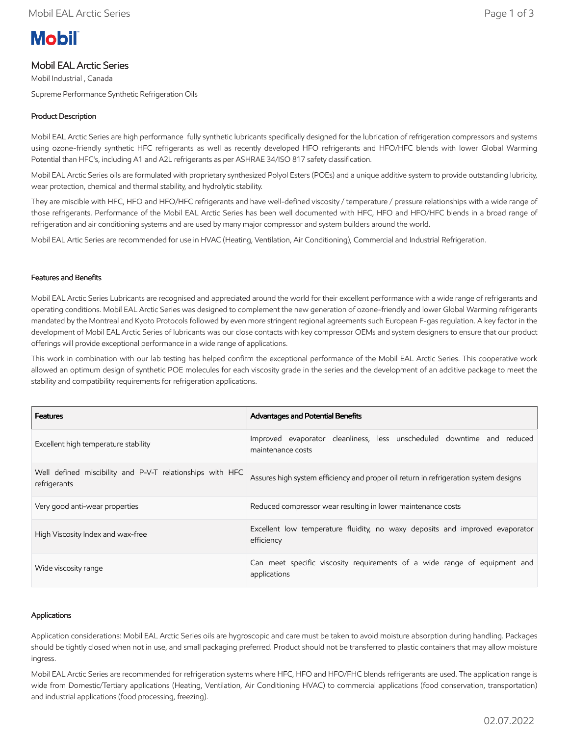Mobil

# Mobil EAL Arctic Series

Mobil Industrial , Canada

Supreme Performance Synthetic Refrigeration Oils

## Product Description

Mobil EAL Arctic Series are high performance  fully synthetic lubricants specifically designed for the lubrication of refrigeration compressors and systems using ozone-friendly synthetic HFC refrigerants as well as recently developed HFO refrigerants and HFO/HFC blends with lower Global Warming Potential than HFC's, including A1 and A2L refrigerants as per ASHRAE 34/ISO 817 safety classification.

Mobil EAL Arctic Series oils are formulated with proprietary synthesized Polyol Esters (POEs) and a unique additive system to provide outstanding lubricity, wear protection, chemical and thermal stability, and hydrolytic stability.

They are miscible with HFC, HFO and HFO/HFC refrigerants and have well-defined viscosity / temperature / pressure relationships with a wide range of those refrigerants. Performance of the Mobil EAL Arctic Series has been well documented with HFC, HFO and HFO/HFC blends in a broad range of refrigeration and air conditioning systems and are used by many major compressor and system builders around the world.

Mobil EAL Artic Series are recommended for use in HVAC (Heating, Ventilation, Air Conditioning), Commercial and Industrial Refrigeration.

## Features and Benefits

Mobil EAL Arctic Series Lubricants are recognised and appreciated around the world for their excellent performance with a wide range of refrigerants and operating conditions. Mobil EAL Arctic Series was designed to complement the new generation of ozone-friendly and lower Global Warming refrigerants mandated by the Montreal and Kyoto Protocols followed by even more stringent regional agreements such European F-gas regulation. A key factor in the development of Mobil EAL Arctic Series of lubricants was our close contacts with key compressor OEMs and system designers to ensure that our product offerings will provide exceptional performance in a wide range of applications.

This work in combination with our lab testing has helped confirm the exceptional performance of the Mobil EAL Arctic Series. This cooperative work allowed an optimum design of synthetic POE molecules for each viscosity grade in the series and the development of an additive package to meet the stability and compatibility requirements for refrigeration applications.

| Features | Advantages and Potential Benefits |
| --- | --- |
| Excellent high temperature stability | Improved evaporator cleanliness, less unscheduled downtime and reduced maintenance costs |
| Well defined miscibility and P-V-T relationships with HFC refrigerants | Assures high system efficiency and proper oil return in refrigeration system designs |
| Very good anti-wear properties | Reduced compressor wear resulting in lower maintenance costs |
| High Viscosity Index and wax-free | Excellent low temperature fluidity, no waxy deposits and improved evaporator efficiency |
| Wide viscosity range | Can meet specific viscosity requirements of a wide range of equipment and applications |

## Applications

Application considerations: Mobil EAL Arctic Series oils are hygroscopic and care must be taken to avoid moisture absorption during handling. Packages should be tightly closed when not in use, and small packaging preferred. Product should not be transferred to plastic containers that may allow moisture ingress.

Mobil EAL Arctic Series are recommended for refrigeration systems where HFC, HFO and HFO/FHC blends refrigerants are used. The application range is wide from Domestic/Tertiary applications (Heating, Ventilation, Air Conditioning HVAC) to commercial applications (food conservation, transportation) and industrial applications (food processing, freezing).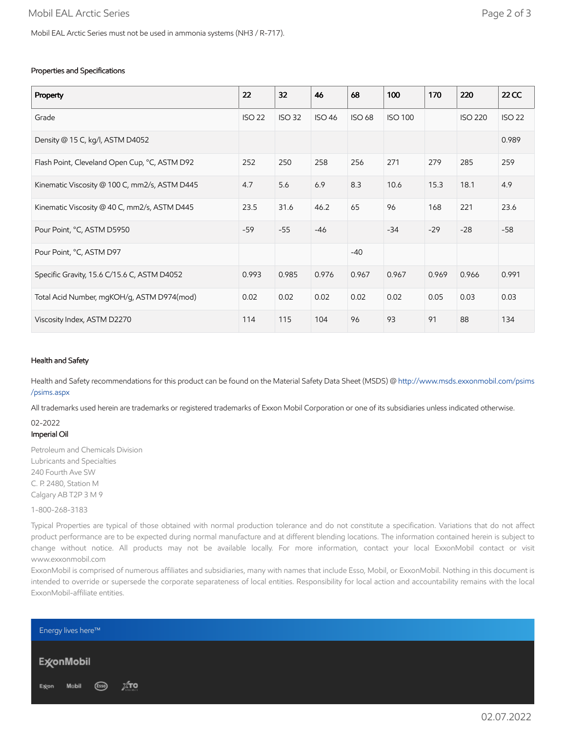Mobil EAL Arctic Series must not be used in ammonia systems ($NH_3$ / R-717).

### Properties and Specifications

| Property | 22 | 32 | 46 | 68 | 100 | 170 | 220 | 22 CC |
|---|---|---|---|---|---|---|---|---|
| Grade | ISO 22 | ISO 32 | ISO 46 | ISO 68 | ISO 100 | | ISO 220 | ISO 22 |
| Density @ 15 C, kg/l, ASTM D4052 | | | | | | | | 0.989 |
| Flash Point, Cleveland Open Cup, °C, ASTM D92 | 252 | 250 | 258 | 256 | 271 | 279 | 285 | 259 |
| Kinematic Viscosity @ 100 C, mm2/s, ASTM D445 | 4.7 | 5.6 | 6.9 | 8.3 | 10.6 | 15.3 | 18.1 | 4.9 |
| Kinematic Viscosity @ 40 C, mm2/s, ASTM D445 | 23.5 | 31.6 | 46.2 | 65 | 96 | 168 | 221 | 23.6 |
| Pour Point, °C, ASTM D5950 | -59 | -55 | -46 | | -34 | -29 | -28 | -58 |
| Pour Point, °C, ASTM D97 | | | | -40 | | | | |
| Specific Gravity, 15.6 C/15.6 C, ASTM D4052 | 0.993 | 0.985 | 0.976 | 0.967 | 0.967 | 0.969 | 0.966 | 0.991 |
| Total Acid Number, mgKOH/g, ASTM D974(mod) | 0.02 | 0.02 | 0.02 | 0.02 | 0.02 | 0.05 | 0.03 | 0.03 |
| Viscosity Index, ASTM D2270 | 114 | 115 | 104 | 96 | 93 | 91 | 88 | 134 |

### Health and Safety

Health and Safety recommendations for this product can be found on the Material Safety Data Sheet (MSDS) @ http://www.msds.exxonmobil.com/psims/psims.aspx

All trademarks used herein are trademarks or registered trademarks of Exxon Mobil Corporation or one of its subsidiaries unless indicated otherwise.

02-2022

**Imperial Oil**

Petroleum and Chemicals Division
Lubricants and Specialties
240 Fourth Ave SW
C. P. 2480, Station M
Calgary AB T2P 3 M 9

1-800-268-3183

Typical Properties are typical of those obtained with normal production tolerance and do not constitute a specification. Variations that do not affect product performance are to be expected during normal manufacture and at different blending locations. The information contained herein is subject to change without notice. All products may not be available locally. For more information, contact your local ExxonMobil contact or visit www.exxonmobil.com

ExxonMobil is comprised of numerous affiliates and subsidiaries, many with names that include Esso, Mobil, or ExxonMobil. Nothing in this document is intended to override or supersede the corporate separateness of local entities. Responsibility for local action and accountability remains with the local ExxonMobil-affiliate entities.

Energy lives here™

ExxonMobil

Exxon Mobil Esso XTO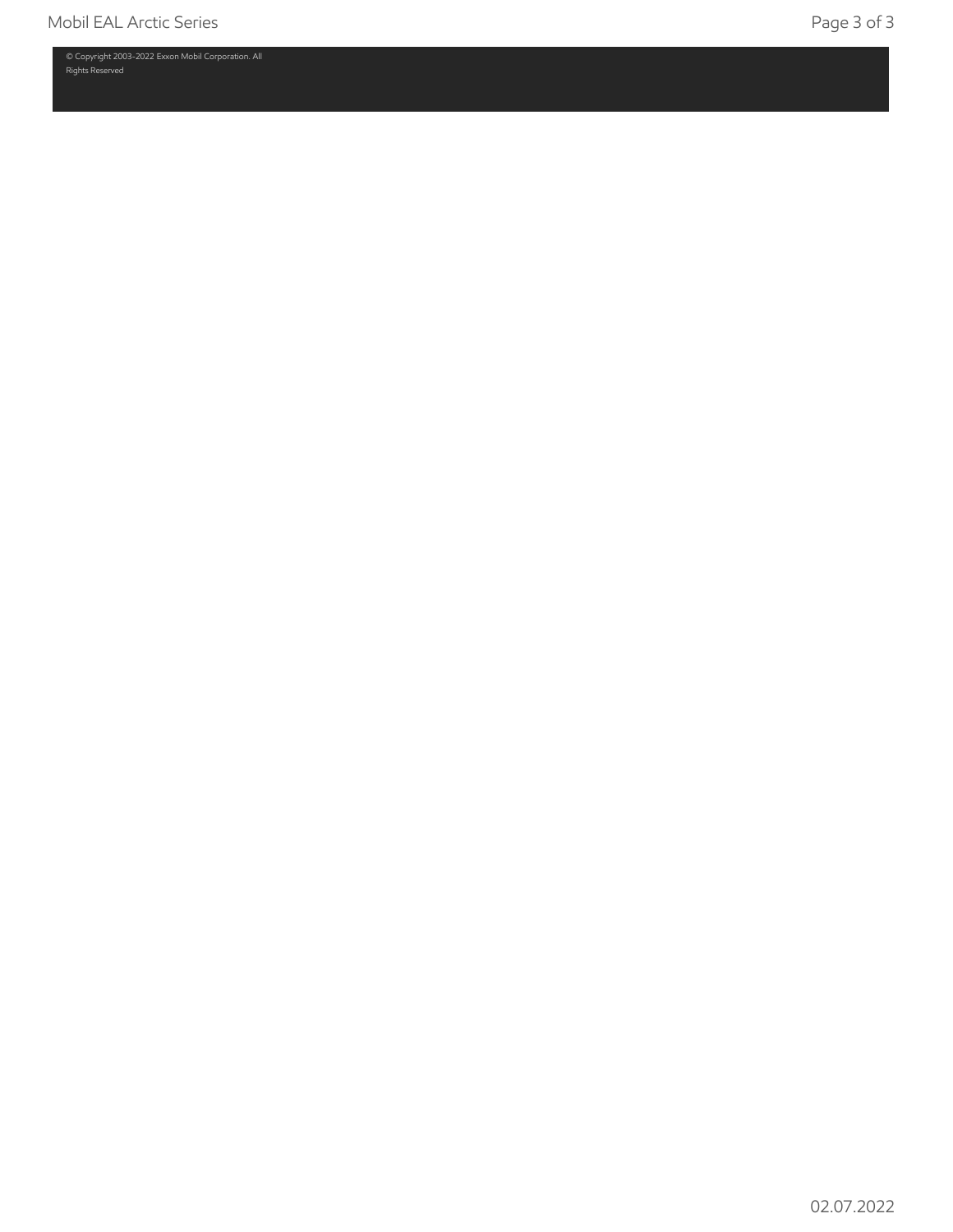© Copyright 2003-2022 Exxon Mobil Corporation. All Rights Reserved